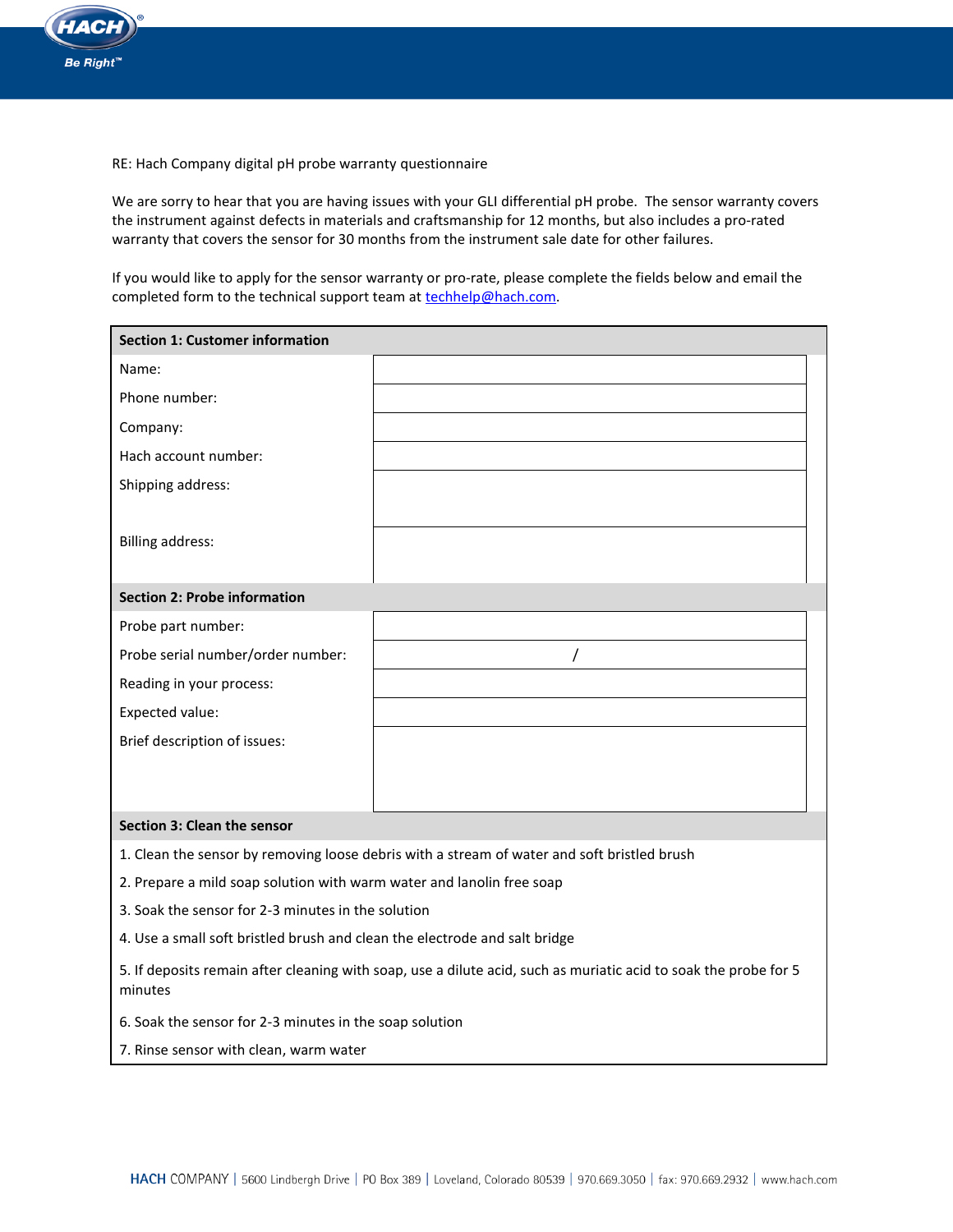RE: Hach Company digital pH probe warranty questionnaire

We are sorry to hear that you are having issues with your GLI differential pH probe. The sensor warranty covers the instrument against defects in materials and craftsmanship for 12 months, but also includes a pro-rated warranty that covers the sensor for 30 months from the instrument sale date for other failures.

If you would like to apply for the sensor warranty or pro-rate, please complete the fields below and email the completed form to the technical support team at techhelp@hach.com.

| **Section 1: Customer information** | |
|---|---|
| Name: | |
| Phone number: | |
| Company: | |
| Hach account number: | |
| Shipping address: | |
| Billing address: | |
| **Section 2: Probe information** | |
| Probe part number: | |
| Probe serial number/order number: | / |
| Reading in your process: | |
| Expected value: | |
| Brief description of issues: | |
| **Section 3: Clean the sensor** | |
| 1. Clean the sensor by removing loose debris with a stream of water and soft bristled brush | |
| 2. Prepare a mild soap solution with warm water and lanolin free soap | |
| 3. Soak the sensor for 2-3 minutes in the solution | |
| 4. Use a small soft bristled brush and clean the electrode and salt bridge | |
| 5. If deposits remain after cleaning with soap, use a dilute acid, such as muriatic acid to soak the probe for 5 minutes | |
| 6. Soak the sensor for 2-3 minutes in the soap solution | |
| 7. Rinse sensor with clean, warm water | |

HACH COMPANY | 5600 Lindbergh Drive | PO Box 389 | Loveland, Colorado 80539 | 970.669.3050 | fax: 970.669.2932 | www.hach.com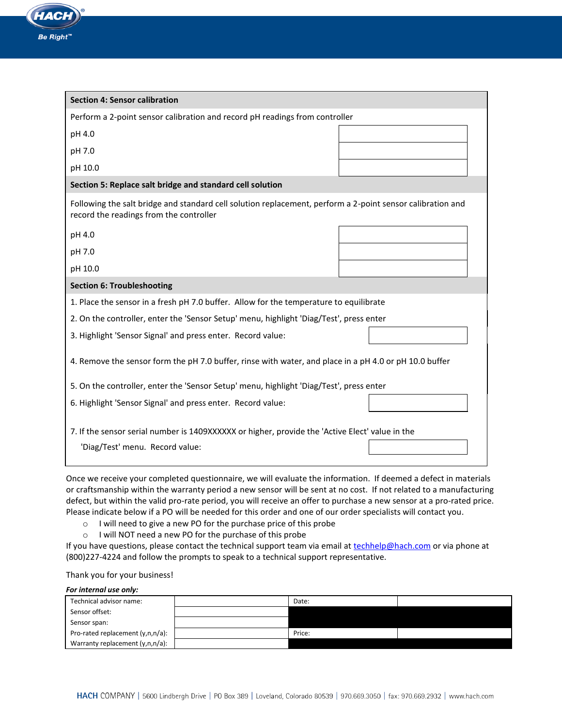## Section 4: Sensor calibration

Perform a 2-point sensor calibration and record pH readings from controller

| | |
|---|---|
| pH 4.0 | |
| pH 7.0 | |
| pH 10.0 | |

## Section 5: Replace salt bridge and standard cell solution

Following the salt bridge and standard cell solution replacement, perform a 2-point sensor calibration and record the readings from the controller

| | |
|---|---|
| pH 4.0 | |
| pH 7.0 | |
| pH 10.0 | |

## Section 6: Troubleshooting

1. Place the sensor in a fresh pH 7.0 buffer. Allow for the temperature to equilibrate
2. On the controller, enter the 'Sensor Setup' menu, highlight 'Diag/Test', press enter
3. Highlight 'Sensor Signal' and press enter. Record value: ____________
4. Remove the sensor form the pH 7.0 buffer, rinse with water, and place in a pH 4.0 or pH 10.0 buffer
5. On the controller, enter the 'Sensor Setup' menu, highlight 'Diag/Test', press enter
6. Highlight 'Sensor Signal' and press enter. Record value: ____________
7. If the sensor serial number is 1409XXXXXX or higher, provide the 'Active Elect' value in the 'Diag/Test' menu. Record value: ____________

Once we receive your completed questionnaire, we will evaluate the information. If deemed a defect in materials or craftsmanship within the warranty period a new sensor will be sent at no cost. If not related to a manufacturing defect, but within the valid pro-rate period, you will receive an offer to purchase a new sensor at a pro-rated price. Please indicate below if a PO will be needed for this order and one of our order specialists will contact you.

- I will need to give a new PO for the purchase price of this probe
- I will NOT need a new PO for the purchase of this probe

If you have questions, please contact the technical support team via email at techhelp@hach.com or via phone at (800)227-4224 and follow the prompts to speak to a technical support representative.

Thank you for your business!

***For internal use only:***

| | | | |
|---|---|---|---|
| Technical advisor name: | | Date: | |
| Sensor offset: | | | |
| Sensor span: | | | |
| Pro-rated replacement (y,n,n/a): | | Price: | |
| Warranty replacement (y,n,n/a): | | | |